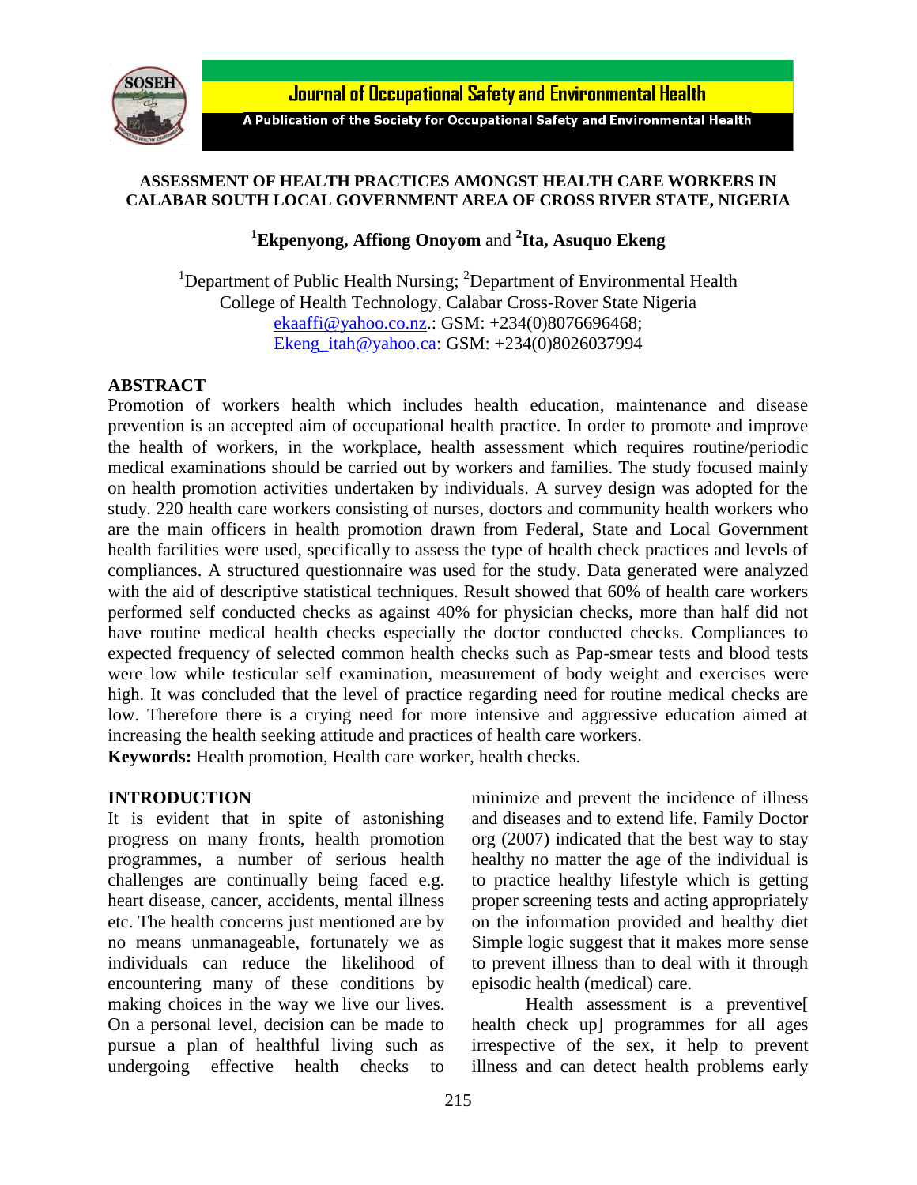# ASSESSMENT OF HEALTH PRACTICES AMONGST HEALTH CARE WORKERS IN CALABAR SOUTH LOCAL GOVERNMENT AREA OF CROSS RIVER STATE, NIGERIA

**[1]Ekpenyong, Affiong Onoyom** and **[2]Ita, Asuquo Ekeng**

[1]Department of Public Health Nursing; [2]Department of Environmental Health
College of Health Technology, Calabar Cross-Rover State Nigeria
ekaaffi@yahoo.co.nz.: GSM: +234(0)8076696468;
Ekeng_itah@yahoo.ca: GSM: +234(0)8026037994

## ABSTRACT

Promotion of workers health which includes health education, maintenance and disease prevention is an accepted aim of occupational health practice. In order to promote and improve the health of workers, in the workplace, health assessment which requires routine/periodic medical examinations should be carried out by workers and families. The study focused mainly on health promotion activities undertaken by individuals. A survey design was adopted for the study. 220 health care workers consisting of nurses, doctors and community health workers who are the main officers in health promotion drawn from Federal, State and Local Government health facilities were used, specifically to assess the type of health check practices and levels of compliances. A structured questionnaire was used for the study. Data generated were analyzed with the aid of descriptive statistical techniques. Result showed that 60% of health care workers performed self conducted checks as against 40% for physician checks, more than half did not have routine medical health checks especially the doctor conducted checks. Compliances to expected frequency of selected common health checks such as Pap-smear tests and blood tests were low while testicular self examination, measurement of body weight and exercises were high. It was concluded that the level of practice regarding need for routine medical checks are low. Therefore there is a crying need for more intensive and aggressive education aimed at increasing the health seeking attitude and practices of health care workers.

**Keywords:** Health promotion, Health care worker, health checks.

## INTRODUCTION

It is evident that in spite of astonishing progress on many fronts, health promotion programmes, a number of serious health challenges are continually being faced e.g. heart disease, cancer, accidents, mental illness etc. The health concerns just mentioned are by no means unmanageable, fortunately we as individuals can reduce the likelihood of encountering many of these conditions by making choices in the way we live our lives. On a personal level, decision can be made to pursue a plan of healthful living such as undergoing effective health checks to minimize and prevent the incidence of illness and diseases and to extend life. Family Doctor org (2007) indicated that the best way to stay healthy no matter the age of the individual is to practice healthy lifestyle which is getting proper screening tests and acting appropriately on the information provided and healthy diet Simple logic suggest that it makes more sense to prevent illness than to deal with it through episodic health (medical) care.

Health assessment is a preventive[ health check up] programmes for all ages irrespective of the sex, it help to prevent illness and can detect health problems early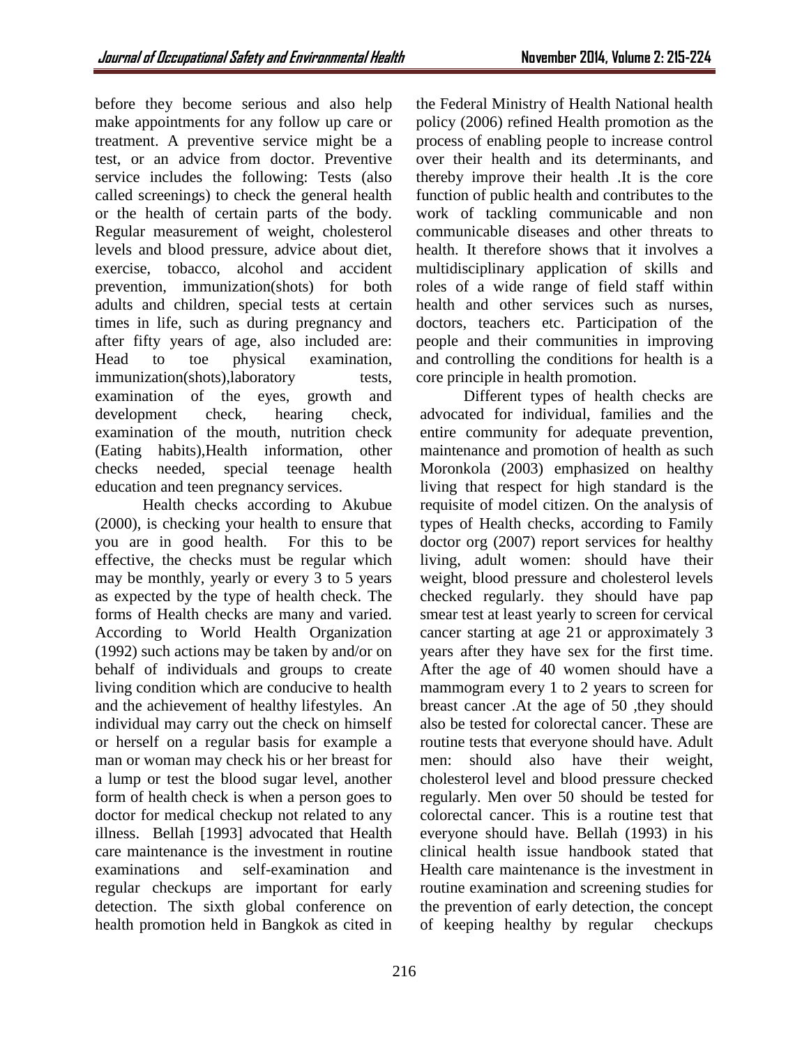before they become serious and also help make appointments for any follow up care or treatment. A preventive service might be a test, or an advice from doctor. Preventive service includes the following: Tests (also called screenings) to check the general health or the health of certain parts of the body. Regular measurement of weight, cholesterol levels and blood pressure, advice about diet, exercise, tobacco, alcohol and accident prevention, immunization(shots) for both adults and children, special tests at certain times in life, such as during pregnancy and after fifty years of age, also included are: Head to toe physical examination, immunization(shots),laboratory tests, examination of the eyes, growth and development check, hearing check, examination of the mouth, nutrition check (Eating habits),Health information, other checks needed, special teenage health education and teen pregnancy services.

Health checks according to Akubue (2000), is checking your health to ensure that you are in good health. For this to be effective, the checks must be regular which may be monthly, yearly or every 3 to 5 years as expected by the type of health check. The forms of Health checks are many and varied. According to World Health Organization (1992) such actions may be taken by and/or on behalf of individuals and groups to create living condition which are conducive to health and the achievement of healthy lifestyles. An individual may carry out the check on himself or herself on a regular basis for example a man or woman may check his or her breast for a lump or test the blood sugar level, another form of health check is when a person goes to doctor for medical checkup not related to any illness. Bellah [1993] advocated that Health care maintenance is the investment in routine examinations and self-examination and regular checkups are important for early detection. The sixth global conference on health promotion held in Bangkok as cited in the Federal Ministry of Health National health policy (2006) refined Health promotion as the process of enabling people to increase control over their health and its determinants, and thereby improve their health .It is the core function of public health and contributes to the work of tackling communicable and non communicable diseases and other threats to health. It therefore shows that it involves a multidisciplinary application of skills and roles of a wide range of field staff within health and other services such as nurses, doctors, teachers etc. Participation of the people and their communities in improving and controlling the conditions for health is a core principle in health promotion.

Different types of health checks are advocated for individual, families and the entire community for adequate prevention, maintenance and promotion of health as such Moronkola (2003) emphasized on healthy living that respect for high standard is the requisite of model citizen. On the analysis of types of Health checks, according to Family doctor org (2007) report services for healthy living, adult women: should have their weight, blood pressure and cholesterol levels checked regularly. they should have pap smear test at least yearly to screen for cervical cancer starting at age 21 or approximately 3 years after they have sex for the first time. After the age of 40 women should have a mammogram every 1 to 2 years to screen for breast cancer .At the age of 50 ,they should also be tested for colorectal cancer. These are routine tests that everyone should have. Adult men: should also have their weight, cholesterol level and blood pressure checked regularly. Men over 50 should be tested for colorectal cancer. This is a routine test that everyone should have. Bellah (1993) in his clinical health issue handbook stated that Health care maintenance is the investment in routine examination and screening studies for the prevention of early detection, the concept of keeping healthy by regular checkups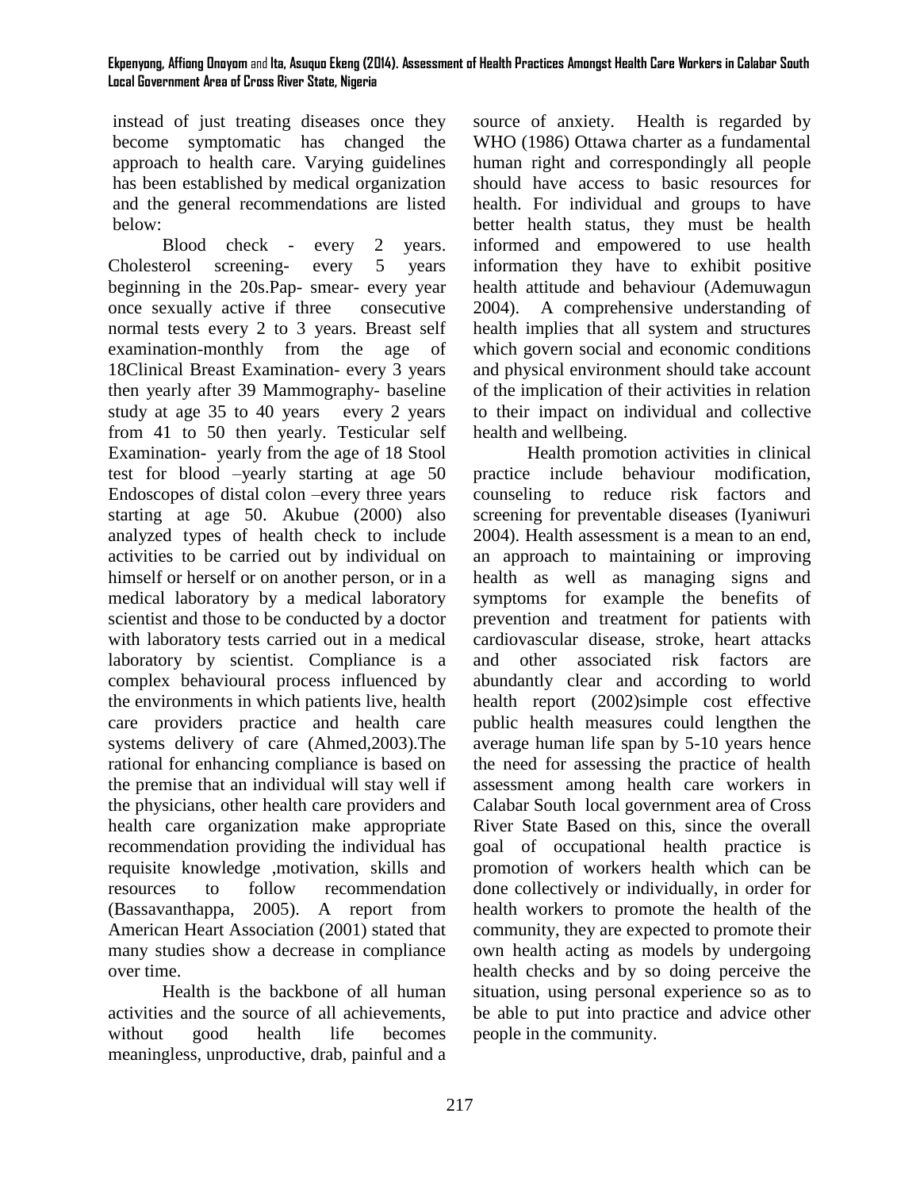instead of just treating diseases once they become symptomatic has changed the approach to health care. Varying guidelines has been established by medical organization and the general recommendations are listed below:

Blood check - every 2 years. Cholesterol screening- every 5 years beginning in the 20s.Pap- smear- every year once sexually active if three consecutive normal tests every 2 to 3 years. Breast self examination-monthly from the age of 18Clinical Breast Examination- every 3 years then yearly after 39 Mammography- baseline study at age 35 to 40 years every 2 years from 41 to 50 then yearly. Testicular self Examination- yearly from the age of 18 Stool test for blood –yearly starting at age 50 Endoscopes of distal colon –every three years starting at age 50. Akubue (2000) also analyzed types of health check to include activities to be carried out by individual on himself or herself or on another person, or in a medical laboratory by a medical laboratory scientist and those to be conducted by a doctor with laboratory tests carried out in a medical laboratory by scientist. Compliance is a complex behavioural process influenced by the environments in which patients live, health care providers practice and health care systems delivery of care (Ahmed,2003).The rational for enhancing compliance is based on the premise that an individual will stay well if the physicians, other health care providers and health care organization make appropriate recommendation providing the individual has requisite knowledge ,motivation, skills and resources to follow recommendation (Bassavanthappa, 2005). A report from American Heart Association (2001) stated that many studies show a decrease in compliance over time.

Health is the backbone of all human activities and the source of all achievements, without good health life becomes meaningless, unproductive, drab, painful and a source of anxiety. Health is regarded by WHO (1986) Ottawa charter as a fundamental human right and correspondingly all people should have access to basic resources for health. For individual and groups to have better health status, they must be health informed and empowered to use health information they have to exhibit positive health attitude and behaviour (Ademuwagun 2004). A comprehensive understanding of health implies that all system and structures which govern social and economic conditions and physical environment should take account of the implication of their activities in relation to their impact on individual and collective health and wellbeing.

Health promotion activities in clinical practice include behaviour modification, counseling to reduce risk factors and screening for preventable diseases (Iyaniwuri 2004). Health assessment is a mean to an end, an approach to maintaining or improving health as well as managing signs and symptoms for example the benefits of prevention and treatment for patients with cardiovascular disease, stroke, heart attacks and other associated risk factors are abundantly clear and according to world health report (2002)simple cost effective public health measures could lengthen the average human life span by 5-10 years hence the need for assessing the practice of health assessment among health care workers in Calabar South local government area of Cross River State Based on this, since the overall goal of occupational health practice is promotion of workers health which can be done collectively or individually, in order for health workers to promote the health of the community, they are expected to promote their own health acting as models by undergoing health checks and by so doing perceive the situation, using personal experience so as to be able to put into practice and advice other people in the community.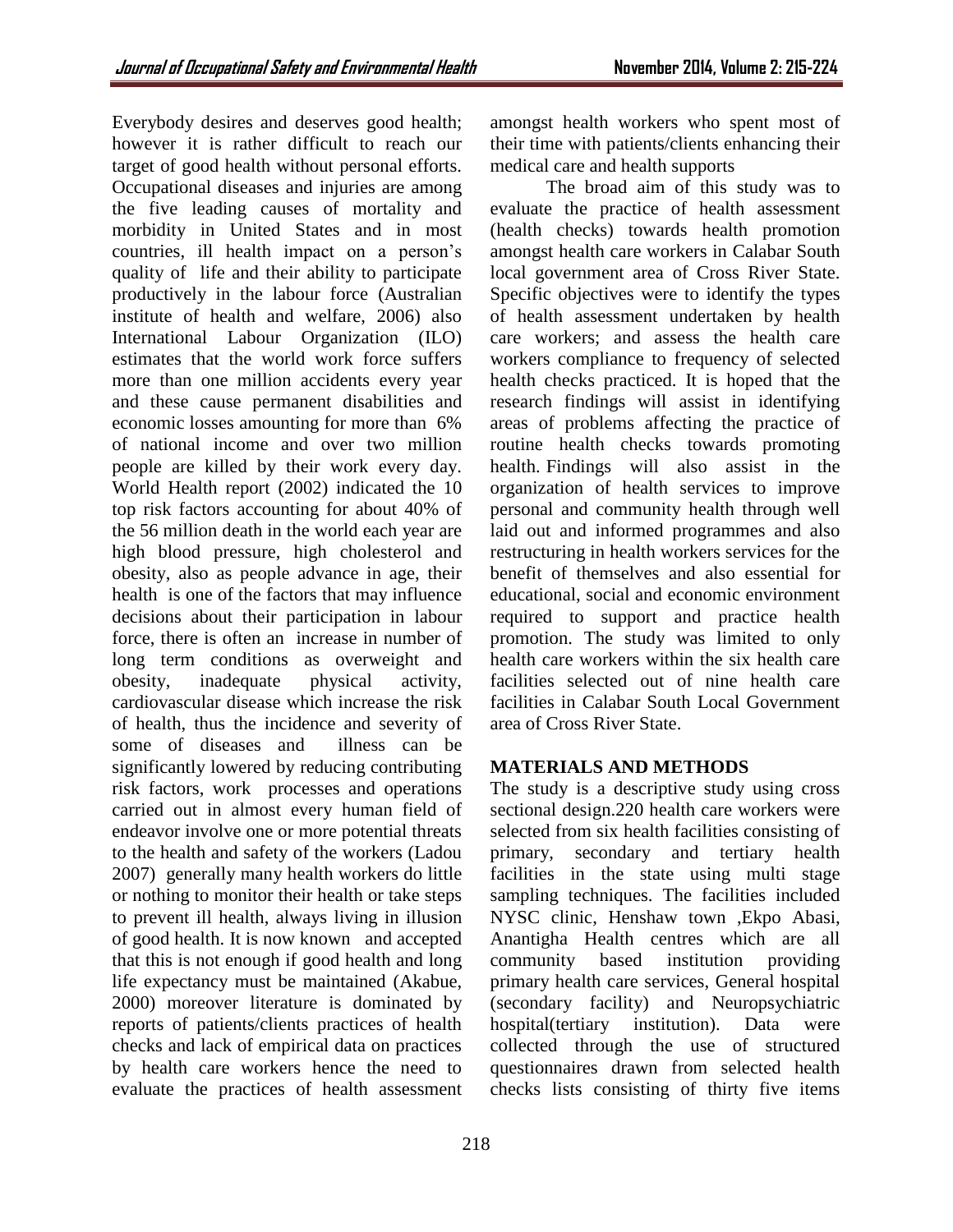Everybody desires and deserves good health; however it is rather difficult to reach our target of good health without personal efforts. Occupational diseases and injuries are among the five leading causes of mortality and morbidity in United States and in most countries, ill health impact on a person's quality of life and their ability to participate productively in the labour force (Australian institute of health and welfare, 2006) also International Labour Organization (ILO) estimates that the world work force suffers more than one million accidents every year and these cause permanent disabilities and economic losses amounting for more than 6% of national income and over two million people are killed by their work every day. World Health report (2002) indicated the 10 top risk factors accounting for about 40% of the 56 million death in the world each year are high blood pressure, high cholesterol and obesity, also as people advance in age, their health is one of the factors that may influence decisions about their participation in labour force, there is often an increase in number of long term conditions as overweight and obesity, inadequate physical activity, cardiovascular disease which increase the risk of health, thus the incidence and severity of some of diseases and illness can be significantly lowered by reducing contributing risk factors, work processes and operations carried out in almost every human field of endeavor involve one or more potential threats to the health and safety of the workers (Ladou 2007) generally many health workers do little or nothing to monitor their health or take steps to prevent ill health, always living in illusion of good health. It is now known and accepted that this is not enough if good health and long life expectancy must be maintained (Akabue, 2000) moreover literature is dominated by reports of patients/clients practices of health checks and lack of empirical data on practices by health care workers hence the need to evaluate the practices of health assessment amongst health workers who spent most of their time with patients/clients enhancing their medical care and health supports

The broad aim of this study was to evaluate the practice of health assessment (health checks) towards health promotion amongst health care workers in Calabar South local government area of Cross River State. Specific objectives were to identify the types of health assessment undertaken by health care workers; and assess the health care workers compliance to frequency of selected health checks practiced. It is hoped that the research findings will assist in identifying areas of problems affecting the practice of routine health checks towards promoting health. Findings will also assist in the organization of health services to improve personal and community health through well laid out and informed programmes and also restructuring in health workers services for the benefit of themselves and also essential for educational, social and economic environment required to support and practice health promotion. The study was limited to only health care workers within the six health care facilities selected out of nine health care facilities in Calabar South Local Government area of Cross River State.

## MATERIALS AND METHODS

The study is a descriptive study using cross sectional design.220 health care workers were selected from six health facilities consisting of primary, secondary and tertiary health facilities in the state using multi stage sampling techniques. The facilities included NYSC clinic, Henshaw town ,Ekpo Abasi, Anantigha Health centres which are all community based institution providing primary health care services, General hospital (secondary facility) and Neuropsychiatric hospital(tertiary institution). Data were collected through the use of structured questionnaires drawn from selected health checks lists consisting of thirty five items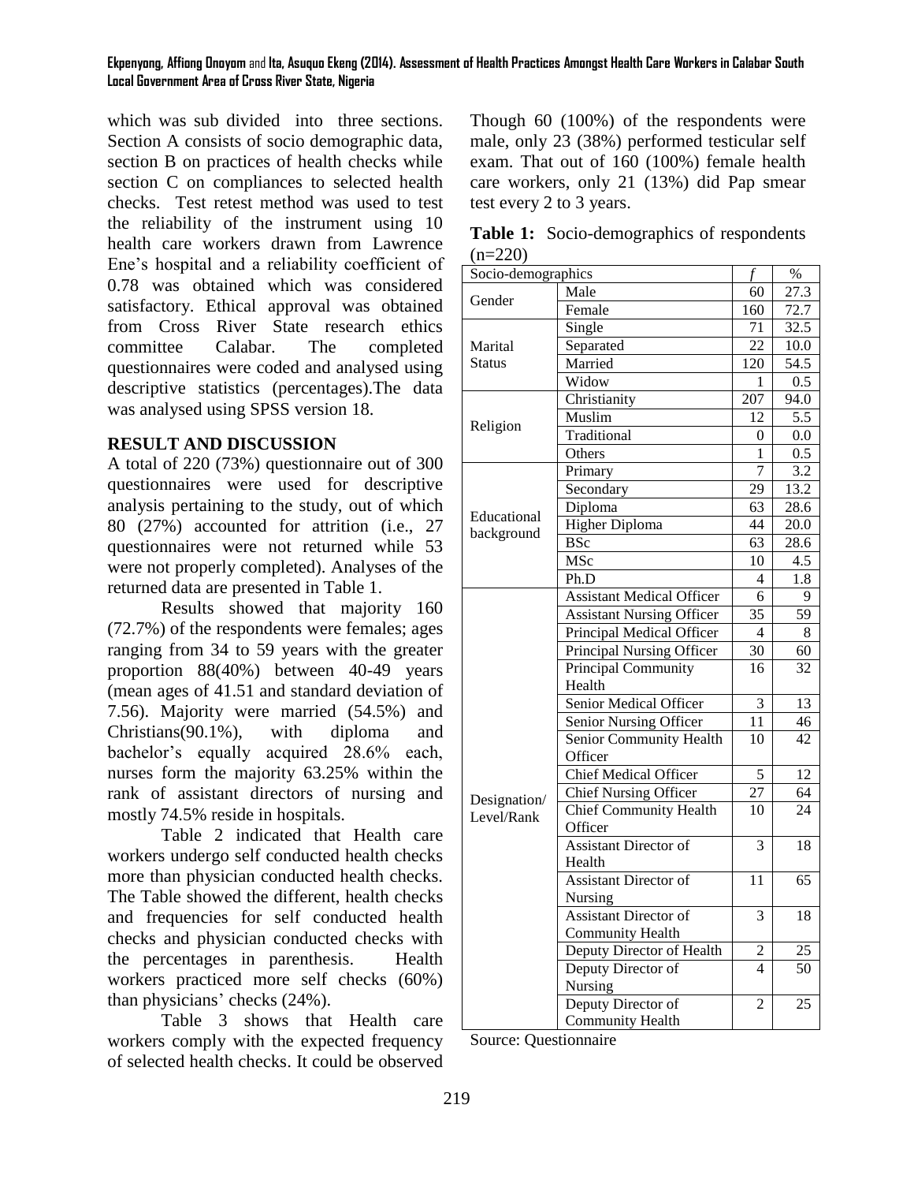which was sub divided into three sections. Section A consists of socio demographic data, section B on practices of health checks while section C on compliances to selected health checks. Test retest method was used to test the reliability of the instrument using 10 health care workers drawn from Lawrence Ene's hospital and a reliability coefficient of 0.78 was obtained which was considered satisfactory. Ethical approval was obtained from Cross River State research ethics committee Calabar. The completed questionnaires were coded and analysed using descriptive statistics (percentages).The data was analysed using SPSS version 18.

## RESULT AND DISCUSSION

A total of 220 (73%) questionnaire out of 300 questionnaires were used for descriptive analysis pertaining to the study, out of which 80 (27%) accounted for attrition (i.e., 27 questionnaires were not returned while 53 were not properly completed). Analyses of the returned data are presented in Table 1.

Results showed that majority 160 (72.7%) of the respondents were females; ages ranging from 34 to 59 years with the greater proportion 88(40%) between 40-49 years (mean ages of 41.51 and standard deviation of 7.56). Majority were married (54.5%) and Christians(90.1%), with diploma and bachelor's equally acquired 28.6% each, nurses form the majority 63.25% within the rank of assistant directors of nursing and mostly 74.5% reside in hospitals.

Table 2 indicated that Health care workers undergo self conducted health checks more than physician conducted health checks. The Table showed the different, health checks and frequencies for self conducted health checks and physician conducted checks with the percentages in parenthesis. Health workers practiced more self checks (60%) than physicians' checks (24%).

Table 3 shows that Health care workers comply with the expected frequency of selected health checks. It could be observed Though 60 (100%) of the respondents were male, only 23 (38%) performed testicular self exam. That out of 160 (100%) female health care workers, only 21 (13%) did Pap smear test every 2 to 3 years.

**Table 1:** Socio-demographics of respondents (n=220)

| Socio-demographics | | *f* | % |
|---|---|---|---|
| Gender | Male | 60 | 27.3 |
| | Female | 160 | 72.7 |
| Marital Status | Single | 71 | 32.5 |
| | Separated | 22 | 10.0 |
| | Married | 120 | 54.5 |
| | Widow | 1 | 0.5 |
| Religion | Christianity | 207 | 94.0 |
| | Muslim | 12 | 5.5 |
| | Traditional | 0 | 0.0 |
| | Others | 1 | 0.5 |
| Educational background | Primary | 7 | 3.2 |
| | Secondary | 29 | 13.2 |
| | Diploma | 63 | 28.6 |
| | Higher Diploma | 44 | 20.0 |
| | BSc | 63 | 28.6 |
| | MSc | 10 | 4.5 |
| | Ph.D | 4 | 1.8 |
| Designation/ Level/Rank | Assistant Medical Officer | 6 | 9 |
| | Assistant Nursing Officer | 35 | 59 |
| | Principal Medical Officer | 4 | 8 |
| | Principal Nursing Officer | 30 | 60 |
| | Principal Community Health | 16 | 32 |
| | Senior Medical Officer | 3 | 13 |
| | Senior Nursing Officer | 11 | 46 |
| | Senior Community Health Officer | 10 | 42 |
| | Chief Medical Officer | 5 | 12 |
| | Chief Nursing Officer | 27 | 64 |
| | Chief Community Health Officer | 10 | 24 |
| | Assistant Director of Health | 3 | 18 |
| | Assistant Director of Nursing | 11 | 65 |
| | Assistant Director of Community Health | 3 | 18 |
| | Deputy Director of Health | 2 | 25 |
| | Deputy Director of Nursing | 4 | 50 |
| | Deputy Director of Community Health | 2 | 25 |

Source: Questionnaire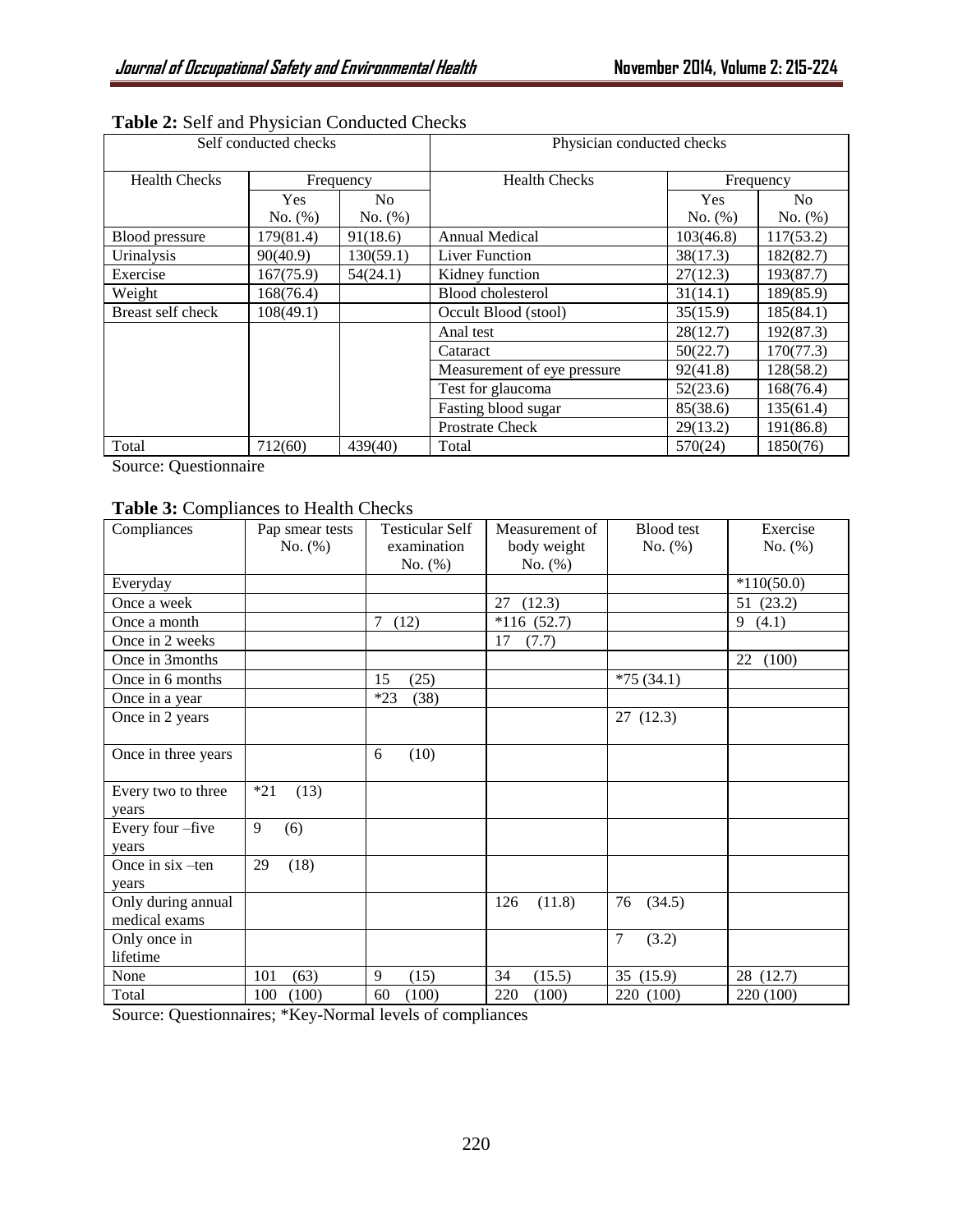**Table 2:** Self and Physician Conducted Checks

| Self conducted checks | | | Physician conducted checks | | |
|---|---|---|---|---|---|
| Health Checks | Frequency | | Health Checks | Frequency | |
| | Yes No. (%) | No No. (%) | | Yes No. (%) | No No. (%) |
| Blood pressure | 179(81.4) | 91(18.6) | Annual Medical | 103(46.8) | 117(53.2) |
| Urinalysis | 90(40.9) | 130(59.1) | Liver Function | 38(17.3) | 182(82.7) |
| Exercise | 167(75.9) | 54(24.1) | Kidney function | 27(12.3) | 193(87.7) |
| Weight | 168(76.4) | | Blood cholesterol | 31(14.1) | 189(85.9) |
| Breast self check | 108(49.1) | | Occult Blood (stool) | 35(15.9) | 185(84.1) |
| | | | Anal test | 28(12.7) | 192(87.3) |
| | | | Cataract | 50(22.7) | 170(77.3) |
| | | | Measurement of eye pressure | 92(41.8) | 128(58.2) |
| | | | Test for glaucoma | 52(23.6) | 168(76.4) |
| | | | Fasting blood sugar | 85(38.6) | 135(61.4) |
| | | | Prostrate Check | 29(13.2) | 191(86.8) |
| Total | 712(60) | 439(40) | Total | 570(24) | 1850(76) |

Source: Questionnaire

**Table 3:** Compliances to Health Checks

| Compliances | Pap smear tests No. (%) | Testicular Self examination No. (%) | Measurement of body weight No. (%) | Blood test No. (%) | Exercise No. (%) |
|---|---|---|---|---|---|
| Everyday | | | | | *110(50.0) |
| Once a week | | | 27 (12.3) | | 51 (23.2) |
| Once a month | | 7 (12) | *116 (52.7) | | 9 (4.1) |
| Once in 2 weeks | | | 17 (7.7) | | |
| Once in 3months | | | | | 22 (100) |
| Once in 6 months | | 15 (25) | | *75 (34.1) | |
| Once in a year | | *23 (38) | | | |
| Once in 2 years | | | | 27 (12.3) | |
| Once in three years | | 6 (10) | | | |
| Every two to three years | *21 (13) | | | | |
| Every four –five years | 9 (6) | | | | |
| Once in six –ten years | 29 (18) | | | | |
| Only during annual medical exams | | | 126 (11.8) | 76 (34.5) | |
| Only once in lifetime | | | | 7 (3.2) | |
| None | 101 (63) | 9 (15) | 34 (15.5) | 35 (15.9) | 28 (12.7) |
| Total | 100 (100) | 60 (100) | 220 (100) | 220 (100) | 220 (100) |

Source: Questionnaires; *Key-Normal levels of compliances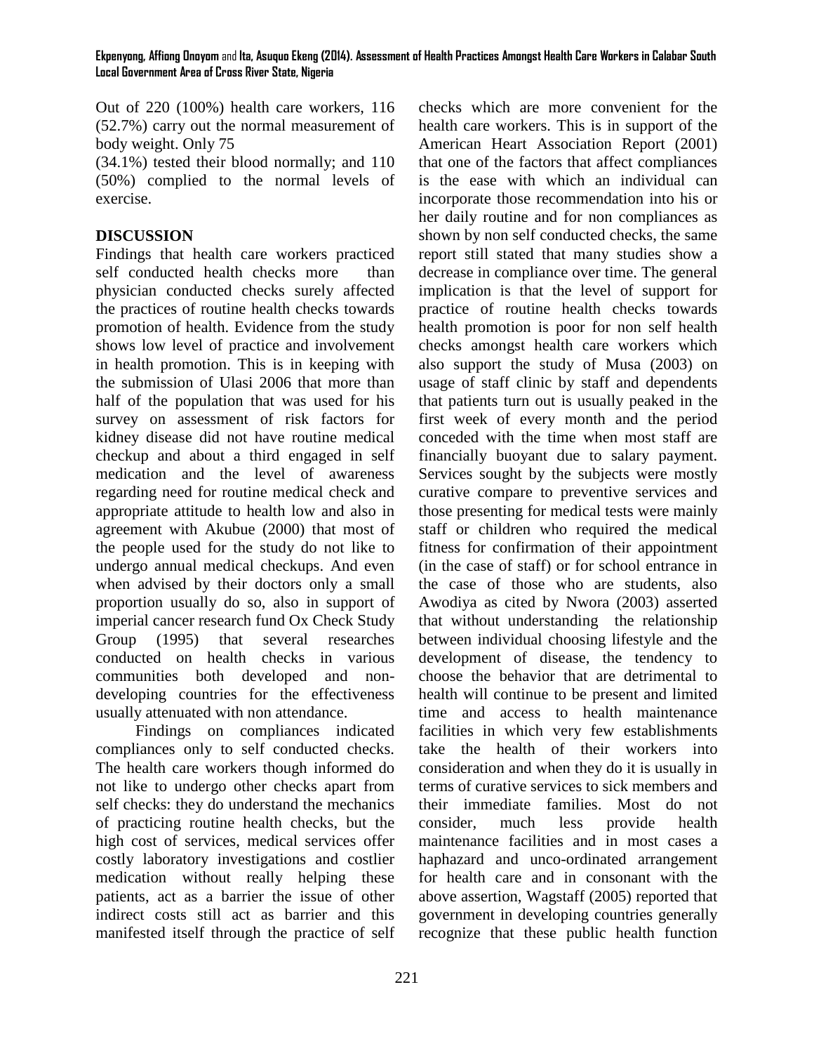Out of 220 (100%) health care workers, 116 (52.7%) carry out the normal measurement of body weight. Only 75 (34.1%) tested their blood normally; and 110 (50%) complied to the normal levels of exercise.

## DISCUSSION

Findings that health care workers practiced self conducted health checks more than physician conducted checks surely affected the practices of routine health checks towards promotion of health. Evidence from the study shows low level of practice and involvement in health promotion. This is in keeping with the submission of Ulasi 2006 that more than half of the population that was used for his survey on assessment of risk factors for kidney disease did not have routine medical checkup and about a third engaged in self medication and the level of awareness regarding need for routine medical check and appropriate attitude to health low and also in agreement with Akubue (2000) that most of the people used for the study do not like to undergo annual medical checkups. And even when advised by their doctors only a small proportion usually do so, also in support of imperial cancer research fund Ox Check Study Group (1995) that several researches conducted on health checks in various communities both developed and non-developing countries for the effectiveness usually attenuated with non attendance.

Findings on compliances indicated compliances only to self conducted checks. The health care workers though informed do not like to undergo other checks apart from self checks: they do understand the mechanics of practicing routine health checks, but the high cost of services, medical services offer costly laboratory investigations and costlier medication without really helping these patients, act as a barrier the issue of other indirect costs still act as barrier and this manifested itself through the practice of self checks which are more convenient for the health care workers. This is in support of the American Heart Association Report (2001) that one of the factors that affect compliances is the ease with which an individual can incorporate those recommendation into his or her daily routine and for non compliances as shown by non self conducted checks, the same report still stated that many studies show a decrease in compliance over time. The general implication is that the level of support for practice of routine health checks towards health promotion is poor for non self health checks amongst health care workers which also support the study of Musa (2003) on usage of staff clinic by staff and dependents that patients turn out is usually peaked in the first week of every month and the period conceded with the time when most staff are financially buoyant due to salary payment. Services sought by the subjects were mostly curative compare to preventive services and those presenting for medical tests were mainly staff or children who required the medical fitness for confirmation of their appointment (in the case of staff) or for school entrance in the case of those who are students, also Awodiya as cited by Nwora (2003) asserted that without understanding the relationship between individual choosing lifestyle and the development of disease, the tendency to choose the behavior that are detrimental to health will continue to be present and limited time and access to health maintenance facilities in which very few establishments take the health of their workers into consideration and when they do it is usually in terms of curative services to sick members and their immediate families. Most do not consider, much less provide health maintenance facilities and in most cases a haphazard and unco-ordinated arrangement for health care and in consonant with the above assertion, Wagstaff (2005) reported that government in developing countries generally recognize that these public health function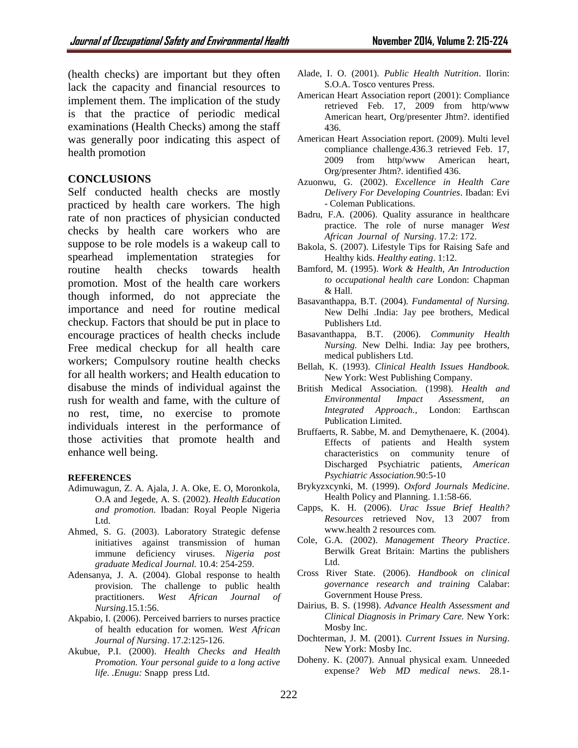(health checks) are important but they often lack the capacity and financial resources to implement them. The implication of the study is that the practice of periodic medical examinations (Health Checks) among the staff was generally poor indicating this aspect of health promotion

## CONCLUSIONS

Self conducted health checks are mostly practiced by health care workers. The high rate of non practices of physician conducted checks by health care workers who are suppose to be role models is a wakeup call to spearhead implementation strategies for routine health checks towards health promotion. Most of the health care workers though informed, do not appreciate the importance and need for routine medical checkup. Factors that should be put in place to encourage practices of health checks include Free medical checkup for all health care workers; Compulsory routine health checks for all health workers; and Health education to disabuse the minds of individual against the rush for wealth and fame, with the culture of no rest, time, no exercise to promote individuals interest in the performance of those activities that promote health and enhance well being.

### REFERENCES

Adimuwagun, Z. A. Ajala, J. A. Oke, E. O, Moronkola, O.A and Jegede, A. S. (2002). *Health Education and promotion.* Ibadan: Royal People Nigeria Ltd.

Ahmed, S. G. (2003). Laboratory Strategic defense initiatives against transmission of human immune deficiency viruses. *Nigeria post graduate Medical Journal.* 10.4: 254-259.

Adensanya, J. A. (2004). Global response to health provision. The challenge to public health practitioners. *West African Journal of Nursing*.15.1:56.

Akpabio, I. (2006). Perceived barriers to nurses practice of health education for women. *West African Journal of Nursing*. 17.2:125-126.

Akubue, P.I. (2000). *Health Checks and Health Promotion. Your personal guide to a long active life. .Enugu:* Snapp press Ltd.

Alade, I. O. (2001). *Public Health Nutrition*. Ilorin: S.O.A. Tosco ventures Press.

American Heart Association report (2001): Compliance retrieved Feb. 17, 2009 from http/www American heart, Org/presenter Jhtm?. identified 436.

American Heart Association report. (2009). Multi level compliance challenge.436.3 retrieved Feb. 17, 2009 from http/www American heart, Org/presenter Jhtm?. identified 436.

Azuonwu, G. (2002). *Excellence in Health Care Delivery For Developing Countries*. Ibadan: Evi - Coleman Publications.

Badru, F.A. (2006). Quality assurance in healthcare practice. The role of nurse manager *West African Journal of Nursing*. 17.2: 172.

Bakola, S. (2007). Lifestyle Tips for Raising Safe and Healthy kids. *Healthy eating*. 1:12.

Bamford, M. (1995). *Work & Health, An Introduction to occupational health care* London: Chapman & Hall.

Basavanthappa, B.T. (2004). *Fundamental of Nursing.* New Delhi .India: Jay pee brothers, Medical Publishers Ltd.

Basavanthappa, B.T. (2006). *Community Health Nursing.* New Delhi. India: Jay pee brothers, medical publishers Ltd.

Bellah, K. (1993). *Clinical Health Issues Handbook.* New York: West Publishing Company.

British Medical Association. (1998). *Health and Environmental Impact Assessment, an Integrated Approach.,* London: Earthscan Publication Limited.

Bruffaerts, R. Sabbe, M. and Demythenaere, K. (2004). Effects of patients and Health system characteristics on community tenure of Discharged Psychiatric patients, *American Psychiatric Association.*90:5-10

Brykyzxcynki, M. (1999). *Oxford Journals Medicine*. Health Policy and Planning. 1.1:58-66.

Capps, K. H. (2006). *Urac Issue Brief Health? Resources* retrieved Nov, 13 2007 from www.health 2 resources com.

Cole, G.A. (2002). *Management Theory Practice*. Berwilk Great Britain: Martins the publishers Ltd.

Cross River State. (2006). *Handbook on clinical governance research and training* Calabar: Government House Press.

Dairius, B. S. (1998). *Advance Health Assessment and Clinical Diagnosis in Primary Care.* New York: Mosby Inc.

Dochterman, J. M. (2001). *Current Issues in Nursing*. New York: Mosby Inc.

Doheny. K. (2007). Annual physical exam. Unneeded expense*? Web MD medical news*. 28.1-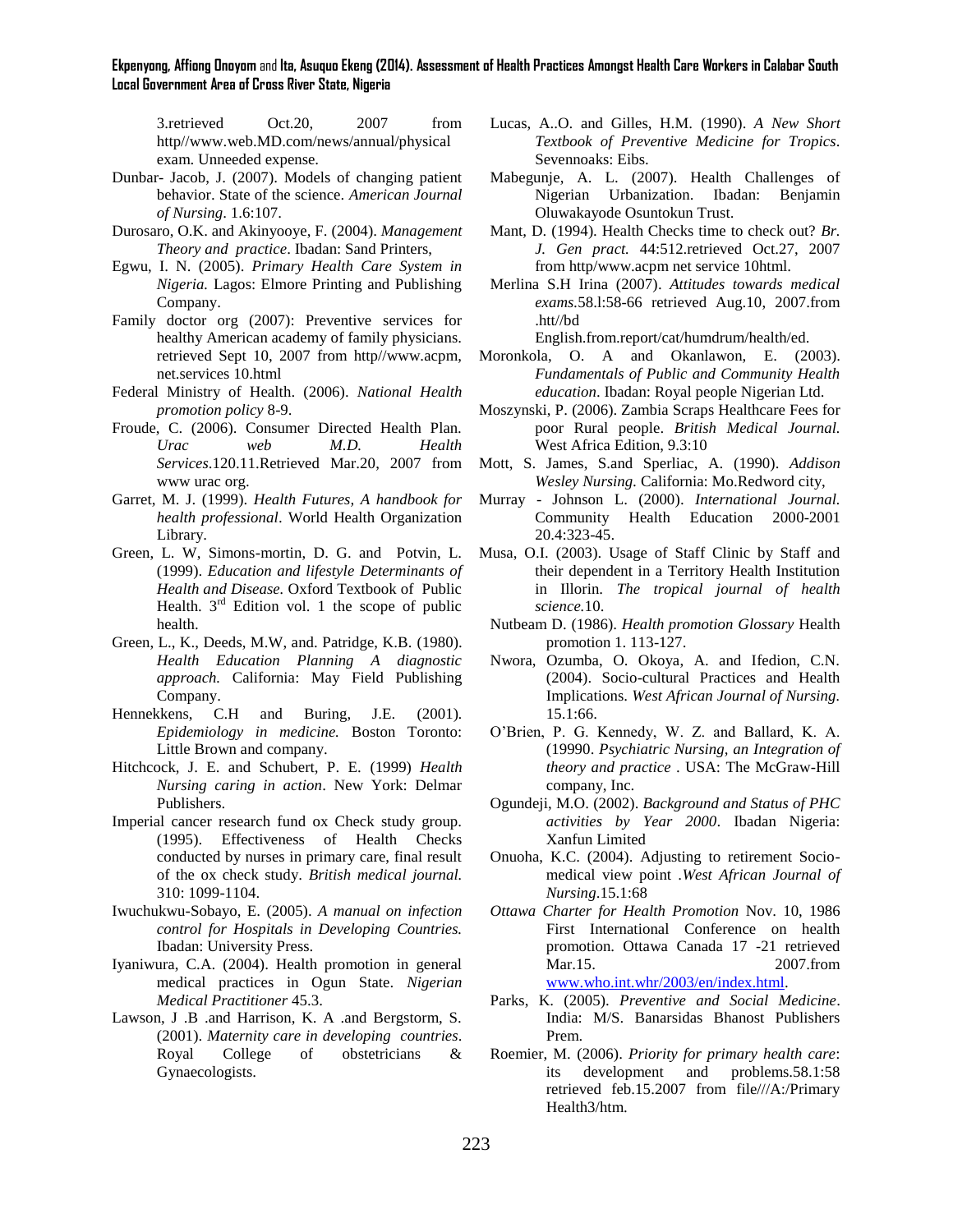3.retrieved Oct.20, 2007 from http//www.web.MD.com/news/annual/physical exam. Unneeded expense.

Dunbar- Jacob, J. (2007). Models of changing patient behavior. State of the science. *American Journal of Nursing*. 1.6:107.

Durosaro, O.K. and Akinyooye, F. (2004). *Management Theory and practice*. Ibadan: Sand Printers,

Egwu, I. N. (2005). *Primary Health Care System in Nigeria.* Lagos: Elmore Printing and Publishing Company.

Family doctor org (2007): Preventive services for healthy American academy of family physicians. retrieved Sept 10, 2007 from http//www.acpm, net.services 10.html

Federal Ministry of Health. (2006). *National Health promotion policy* 8-9.

Froude, C. (2006). Consumer Directed Health Plan. *Urac web M.D. Health Services*.120.11.Retrieved Mar.20, 2007 from www urac org.

Garret, M. J. (1999). *Health Futures, A handbook for health professional*. World Health Organization Library.

Green, L. W, Simons-mortin, D. G. and Potvin, L. (1999). *Education and lifestyle Determinants of Health and Disease.* Oxford Textbook of Public Health. 3rd Edition vol. 1 the scope of public health.

Green, L., K., Deeds, M.W, and. Patridge, K.B. (1980). *Health Education Planning A diagnostic approach.* California: May Field Publishing Company.

Hennekkens, C.H and Buring, J.E. (2001). *Epidemiology in medicine.* Boston Toronto: Little Brown and company.

Hitchcock, J. E. and Schubert, P. E. (1999) *Health Nursing caring in action*. New York: Delmar Publishers.

Imperial cancer research fund ox Check study group. (1995). Effectiveness of Health Checks conducted by nurses in primary care, final result of the ox check study. *British medical journal.* 310: 1099-1104.

Iwuchukwu-Sobayo, E. (2005). *A manual on infection control for Hospitals in Developing Countries.* Ibadan: University Press.

Iyaniwura, C.A. (2004). Health promotion in general medical practices in Ogun State. *Nigerian Medical Practitioner* 45.3.

Lawson, J .B .and Harrison, K. A .and Bergstorm, S. (2001). *Maternity care in developing countries*. Royal College of obstetricians & Gynaecologists.

Lucas, A..O. and Gilles, H.M. (1990). *A New Short Textbook of Preventive Medicine for Tropics*. Sevennoaks: Eibs.

Mabegunje, A. L. (2007). Health Challenges of Nigerian Urbanization. Ibadan: Benjamin Oluwakayode Osuntokun Trust.

Mant, D. (1994). Health Checks time to check out? *Br. J. Gen pract.* 44:512.retrieved Oct.27, 2007 from http/www.acpm net service 10html.

Merlina S.H Irina (2007). *Attitudes towards medical exams.*58.l:58-66 retrieved Aug.10, 2007.from .htt//bd English.from.report/cat/humdrum/health/ed.

Moronkola, O. A and Okanlawon, E. (2003). *Fundamentals of Public and Community Health education*. Ibadan: Royal people Nigerian Ltd.

Moszynski, P. (2006). Zambia Scraps Healthcare Fees for poor Rural people. *British Medical Journal.* West Africa Edition, 9.3:10

Mott, S. James, S.and Sperliac, A. (1990). *Addison Wesley Nursing.* California: Mo.Redword city,

Murray - Johnson L. (2000). *International Journal.* Community Health Education 2000-2001 20.4:323-45.

Musa, O.I. (2003). Usage of Staff Clinic by Staff and their dependent in a Territory Health Institution in Illorin. *The tropical journal of health science.*10.

Nutbeam D. (1986). *Health promotion Glossary* Health promotion 1. 113-127.

Nwora, Ozumba, O. Okoya, A. and Ifedion, C.N. (2004). Socio-cultural Practices and Health Implications. *West African Journal of Nursing.* 15.1:66.

O'Brien, P. G. Kennedy, W. Z. and Ballard, K. A. (19990. *Psychiatric Nursing, an Integration of theory and practice* . USA: The McGraw-Hill company, Inc.

Ogundeji, M.O. (2002). *Background and Status of PHC activities by Year 2000*. Ibadan Nigeria: Xanfun Limited

Onuoha, K.C. (2004). Adjusting to retirement Socio-medical view point .*West African Journal of Nursing*.15.1:68

*Ottawa Charter for Health Promotion* Nov. 10, 1986 First International Conference on health promotion. Ottawa Canada 17 -21 retrieved Mar.15. 2007.from www.who.int.whr/2003/en/index.html.

Parks, K. (2005). *Preventive and Social Medicine*. India: M/S. Banarsidas Bhanost Publishers Prem.

Roemier, M. (2006). *Priority for primary health care*: its development and problems.58.1:58 retrieved feb.15.2007 from file///A:/Primary Health3/htm.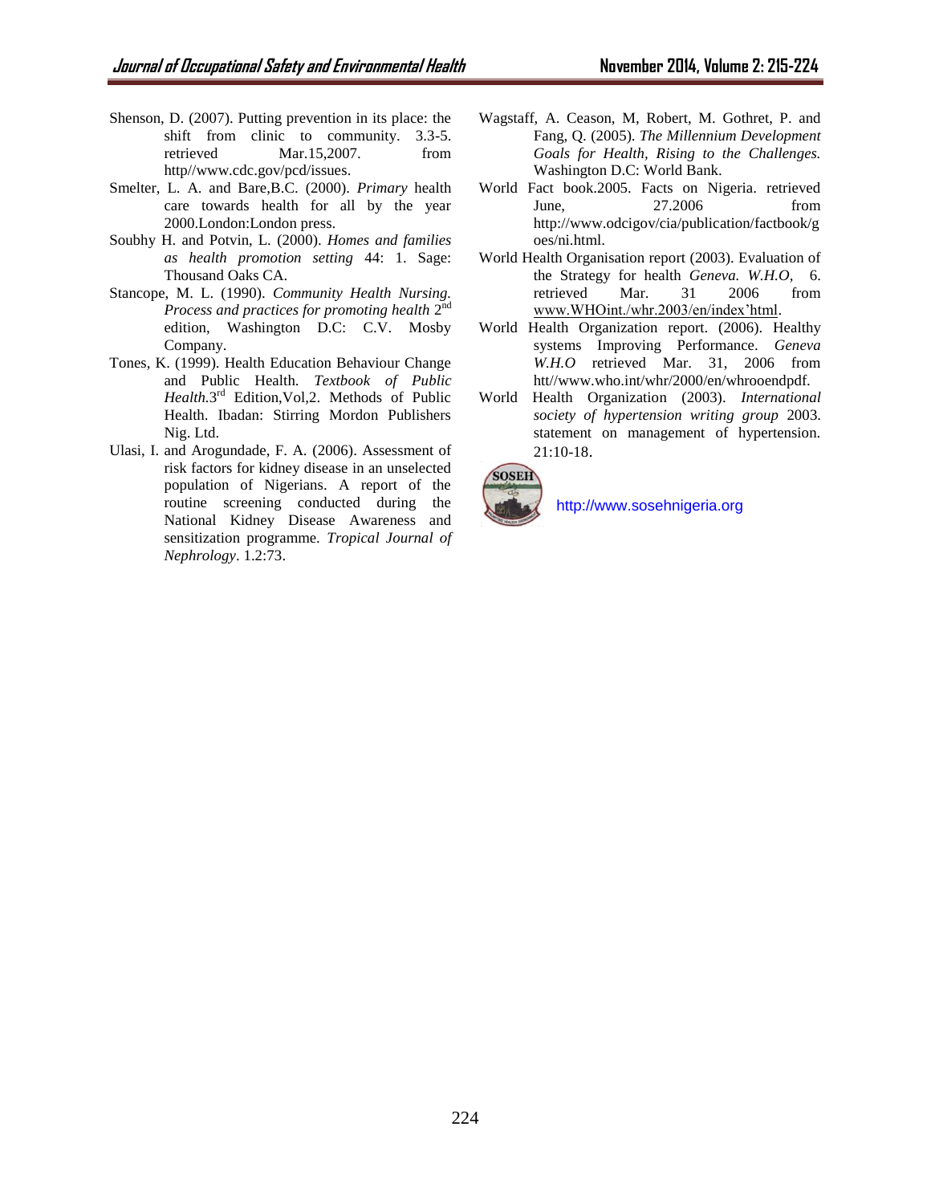Shenson, D. (2007). Putting prevention in its place: the shift from clinic to community. 3.3-5. retrieved Mar.15,2007. from http//www.cdc.gov/pcd/issues.

Smelter, L. A. and Bare,B.C. (2000). *Primary* health care towards health for all by the year 2000.London:London press.

Soubhy H. and Potvin, L. (2000). *Homes and families as health promotion setting* 44: 1. Sage: Thousand Oaks CA.

Stancope, M. L. (1990). *Community Health Nursing. Process and practices for promoting health* 2nd edition, Washington D.C: C.V. Mosby Company.

Tones, K. (1999). Health Education Behaviour Change and Public Health. *Textbook of Public Health.*3rd Edition,Vol,2. Methods of Public Health. Ibadan: Stirring Mordon Publishers Nig. Ltd.

Ulasi, I. and Arogundade, F. A. (2006). Assessment of risk factors for kidney disease in an unselected population of Nigerians. A report of the routine screening conducted during the National Kidney Disease Awareness and sensitization programme. *Tropical Journal of Nephrology*. 1.2:73.

Wagstaff, A. Ceason, M, Robert, M. Gothret, P. and Fang, Q. (2005). *The Millennium Development Goals for Health, Rising to the Challenges.* Washington D.C: World Bank.

World Fact book.2005. Facts on Nigeria. retrieved June, 27.2006 from http://www.odcigov/cia/publication/factbook/goes/ni.html.

World Health Organisation report (2003). Evaluation of the Strategy for health *Geneva. W.H.O,* 6. retrieved Mar. 31 2006 from www.WHOint./whr.2003/en/index'html.

World Health Organization report. (2006). Healthy systems Improving Performance. *Geneva W.H.O* retrieved Mar. 31, 2006 from htt//www.who.int/whr/2000/en/whrooendpdf.

World Health Organization (2003). *International society of hypertension writing group* 2003. statement on management of hypertension. 21:10-18.

http://www.sosehnigeria.org